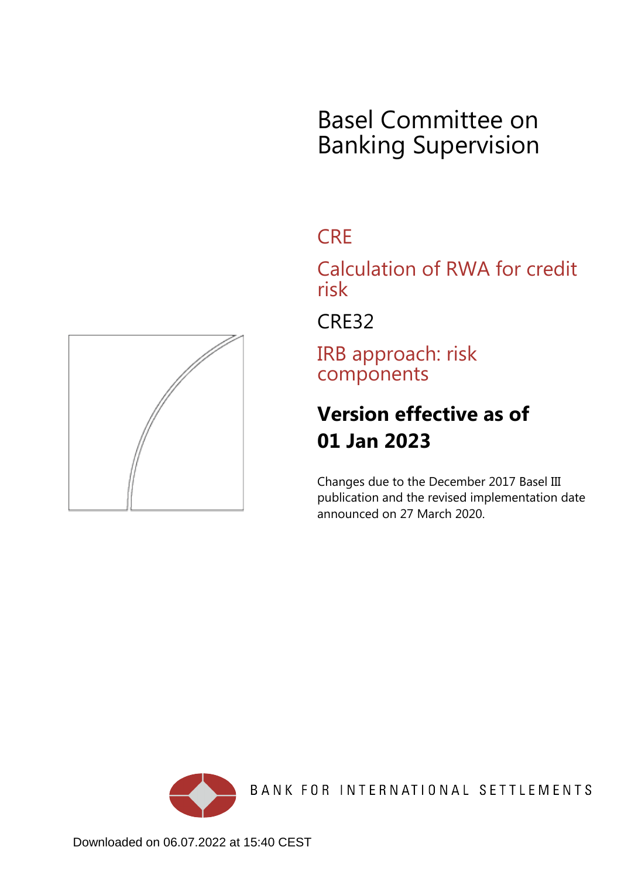# Basel Committee on Banking Supervision

## CRE

## Calculation of RWA for credit risk

## CRE32

## IRB approach: risk components

**Version effective as of 01 Jan 2023**

Changes due to the December 2017 Basel III publication and the revised implementation date announced on 27 March 2020.

BANK FOR INTERNATIONAL SETTLEMENTS

Downloaded on 06.07.2022 at 15:40 CEST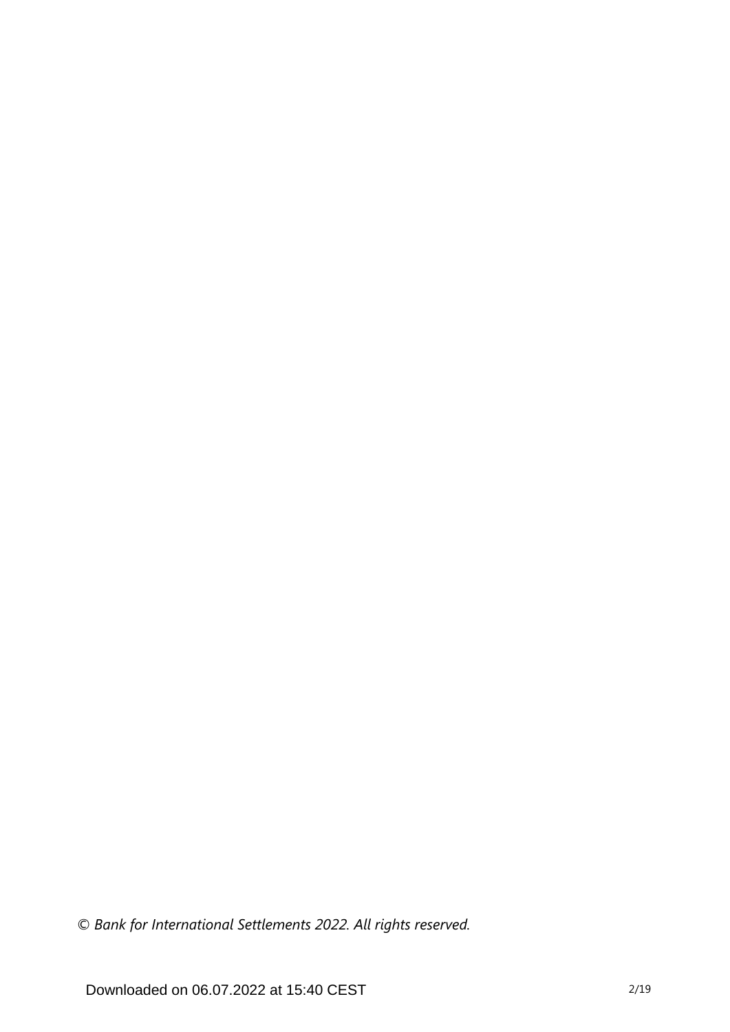*© Bank for International Settlements 2022. All rights reserved.*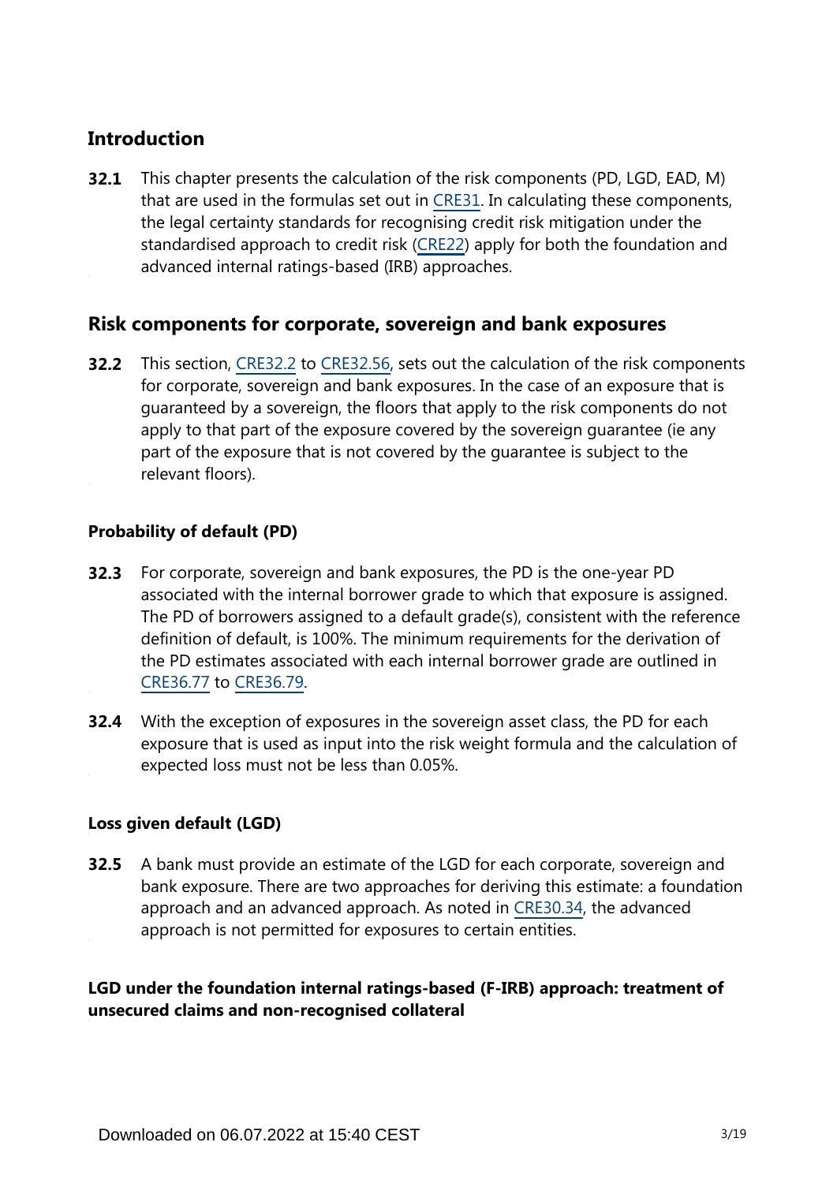## Introduction

**32.1** This chapter presents the calculation of the risk components (PD, LGD, EAD, M) that are used in the formulas set out in CRE31. In calculating these components, the legal certainty standards for recognising credit risk mitigation under the standardised approach to credit risk (CRE22) apply for both the foundation and advanced internal ratings-based (IRB) approaches.

## Risk components for corporate, sovereign and bank exposures

**32.2** This section, CRE32.2 to CRE32.56, sets out the calculation of the risk components for corporate, sovereign and bank exposures. In the case of an exposure that is guaranteed by a sovereign, the floors that apply to the risk components do not apply to that part of the exposure covered by the sovereign guarantee (ie any part of the exposure that is not covered by the guarantee is subject to the relevant floors).

### Probability of default (PD)

**32.3** For corporate, sovereign and bank exposures, the PD is the one-year PD associated with the internal borrower grade to which that exposure is assigned. The PD of borrowers assigned to a default grade(s), consistent with the reference definition of default, is 100%. The minimum requirements for the derivation of the PD estimates associated with each internal borrower grade are outlined in CRE36.77 to CRE36.79.

**32.4** With the exception of exposures in the sovereign asset class, the PD for each exposure that is used as input into the risk weight formula and the calculation of expected loss must not be less than 0.05%.

### Loss given default (LGD)

**32.5** A bank must provide an estimate of the LGD for each corporate, sovereign and bank exposure. There are two approaches for deriving this estimate: a foundation approach and an advanced approach. As noted in CRE30.34, the advanced approach is not permitted for exposures to certain entities.

### LGD under the foundation internal ratings-based (F-IRB) approach: treatment of unsecured claims and non-recognised collateral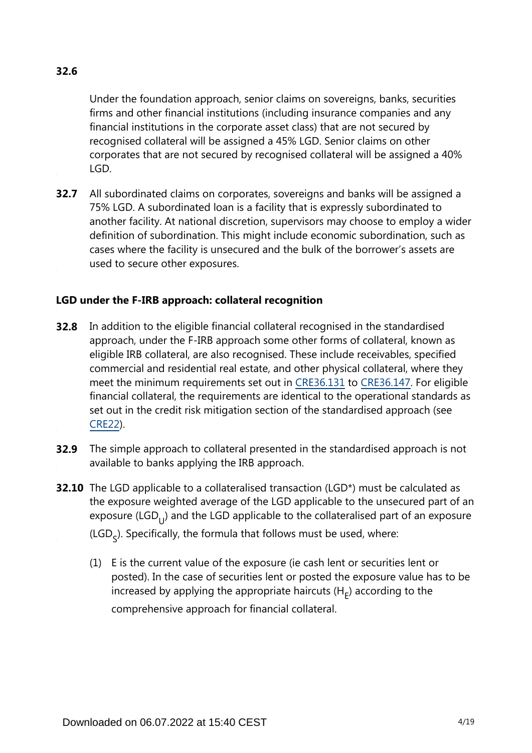**32.6** Under the foundation approach, senior claims on sovereigns, banks, securities firms and other financial institutions (including insurance companies and any financial institutions in the corporate asset class) that are not secured by recognised collateral will be assigned a 45% LGD. Senior claims on other corporates that are not secured by recognised collateral will be assigned a 40% LGD.

**32.7** All subordinated claims on corporates, sovereigns and banks will be assigned a 75% LGD. A subordinated loan is a facility that is expressly subordinated to another facility. At national discretion, supervisors may choose to employ a wider definition of subordination. This might include economic subordination, such as cases where the facility is unsecured and the bulk of the borrower's assets are used to secure other exposures.

### LGD under the F-IRB approach: collateral recognition

**32.8** In addition to the eligible financial collateral recognised in the standardised approach, under the F-IRB approach some other forms of collateral, known as eligible IRB collateral, are also recognised. These include receivables, specified commercial and residential real estate, and other physical collateral, where they meet the minimum requirements set out in CRE36.131 to CRE36.147. For eligible financial collateral, the requirements are identical to the operational standards as set out in the credit risk mitigation section of the standardised approach (see CRE22).

**32.9** The simple approach to collateral presented in the standardised approach is not available to banks applying the IRB approach.

**32.10** The LGD applicable to a collateralised transaction (LGD*) must be calculated as the exposure weighted average of the LGD applicable to the unsecured part of an exposure ($LGD_U$) and the LGD applicable to the collateralised part of an exposure ($LGD_S$). Specifically, the formula that follows must be used, where:

(1) E is the current value of the exposure (ie cash lent or securities lent or posted). In the case of securities lent or posted the exposure value has to be increased by applying the appropriate haircuts ($H_E$) according to the comprehensive approach for financial collateral.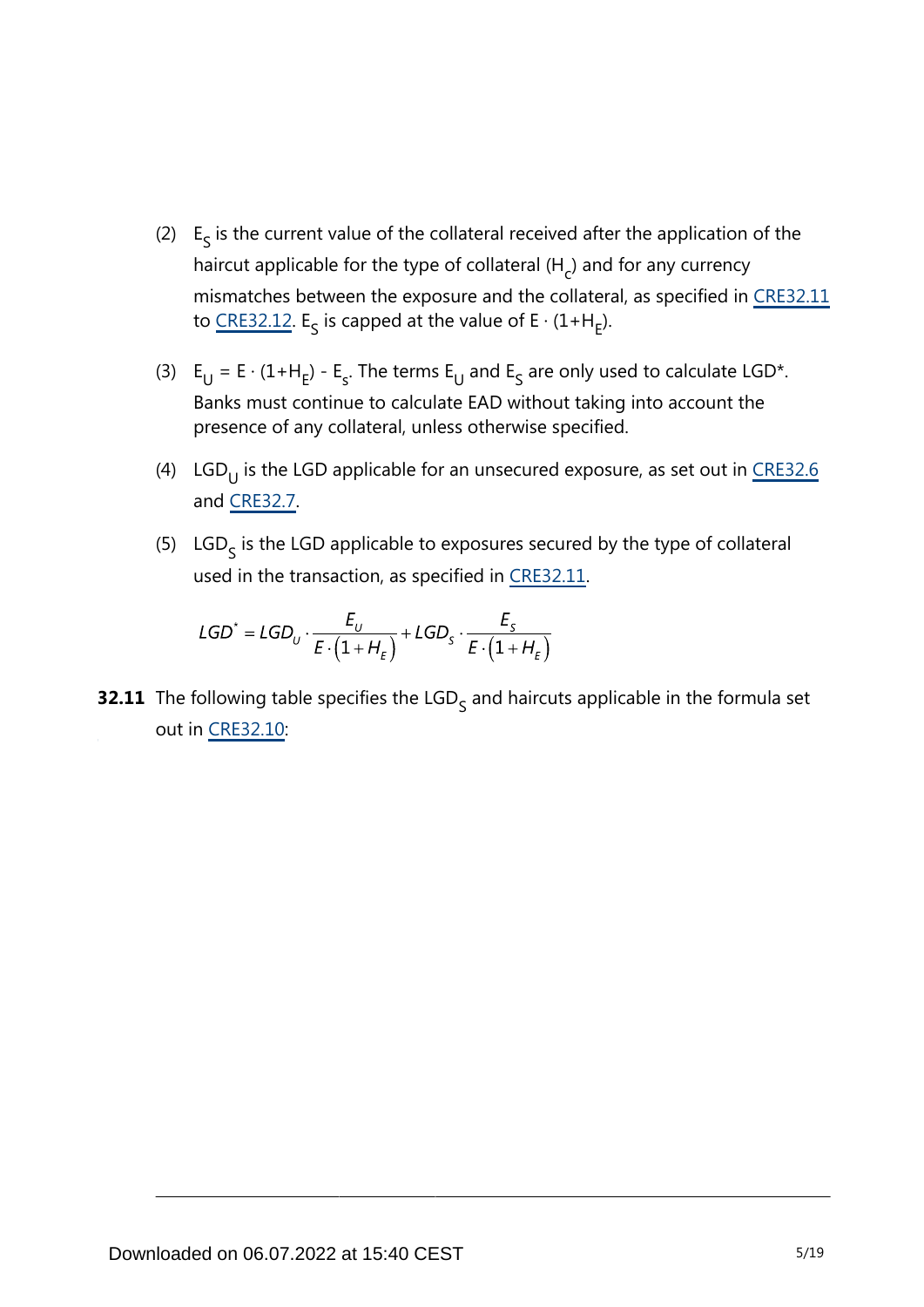(2) $E_S$ is the current value of the collateral received after the application of the haircut applicable for the type of collateral ($H_c$) and for any currency mismatches between the exposure and the collateral, as specified in CRE32.11 to CRE32.12. $E_S$ is capped at the value of $E \cdot (1+H_E)$.

(3) $E_U = E \cdot (1+H_E) - E_s$. The terms $E_U$ and $E_S$ are only used to calculate LGD*. Banks must continue to calculate EAD without taking into account the presence of any collateral, unless otherwise specified.

(4) $LGD_U$ is the LGD applicable for an unsecured exposure, as set out in CRE32.6 and CRE32.7.

(5) $LGD_S$ is the LGD applicable to exposures secured by the type of collateral used in the transaction, as specified in CRE32.11.

$$LGD^* = LGD_U \cdot \frac{E_U}{E \cdot (1 + H_E)} + LGD_S \cdot \frac{E_S}{E \cdot (1 + H_E)}$$

**32.11** The following table specifies the $LGD_S$ and haircuts applicable in the formula set out in CRE32.10: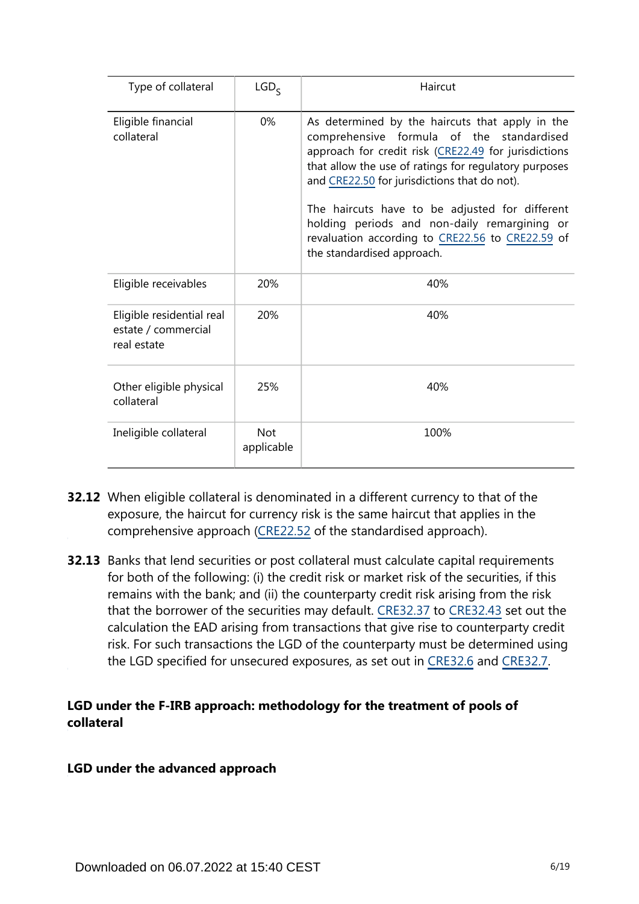| Type of collateral | $LGD_S$ | Haircut |
|---|---|---|
| Eligible financial collateral | 0% | As determined by the haircuts that apply in the comprehensive formula of the standardised approach for credit risk (CRE22.49 for jurisdictions that allow the use of ratings for regulatory purposes and CRE22.50 for jurisdictions that do not).<br><br>The haircuts have to be adjusted for different holding periods and non-daily remargining or revaluation according to CRE22.56 to CRE22.59 of the standardised approach. |
| Eligible receivables | 20% | 40% |
| Eligible residential real estate / commercial real estate | 20% | 40% |
| Other eligible physical collateral | 25% | 40% |
| Ineligible collateral | Not applicable | 100% |

**32.12** When eligible collateral is denominated in a different currency to that of the exposure, the haircut for currency risk is the same haircut that applies in the comprehensive approach (CRE22.52 of the standardised approach).

**32.13** Banks that lend securities or post collateral must calculate capital requirements for both of the following: (i) the credit risk or market risk of the securities, if this remains with the bank; and (ii) the counterparty credit risk arising from the risk that the borrower of the securities may default. CRE32.37 to CRE32.43 set out the calculation the EAD arising from transactions that give rise to counterparty credit risk. For such transactions the LGD of the counterparty must be determined using the LGD specified for unsecured exposures, as set out in CRE32.6 and CRE32.7.

### LGD under the F-IRB approach: methodology for the treatment of pools of collateral

### LGD under the advanced approach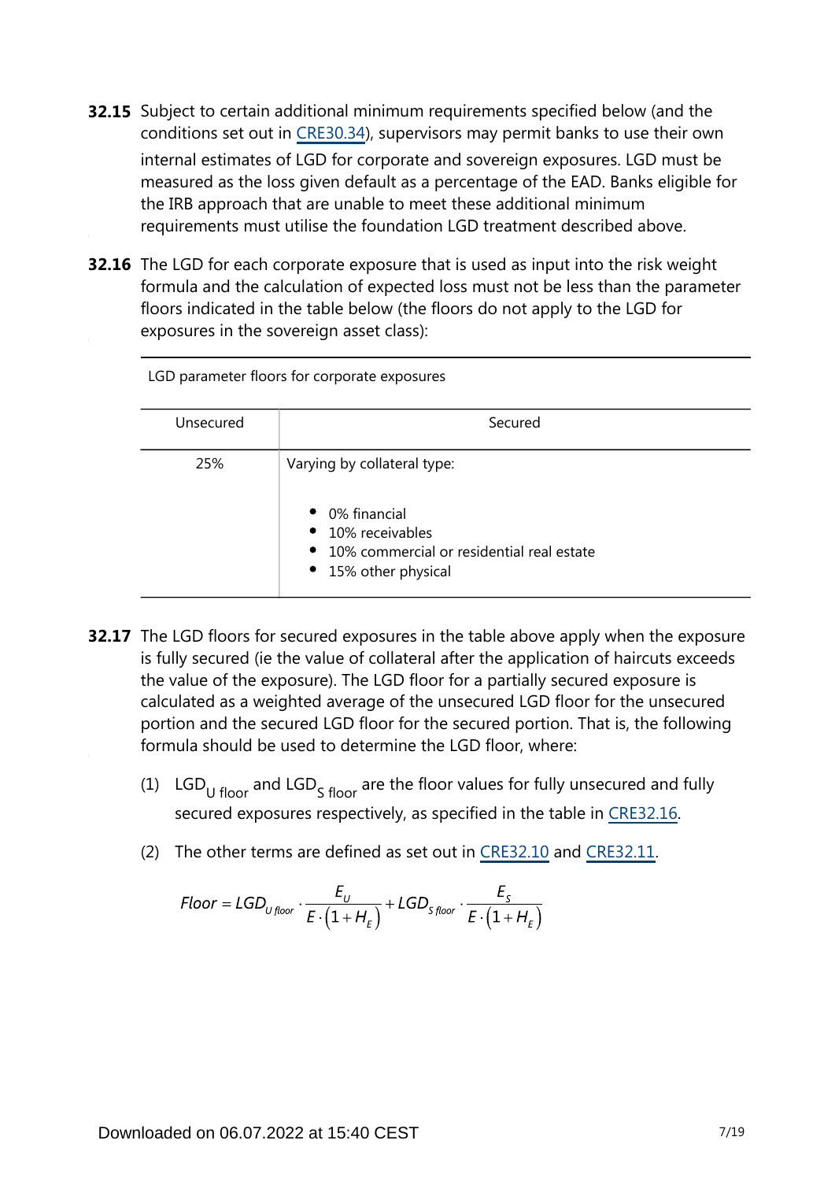**32.15** Subject to certain additional minimum requirements specified below (and the conditions set out in CRE30.34), supervisors may permit banks to use their own internal estimates of LGD for corporate and sovereign exposures. LGD must be measured as the loss given default as a percentage of the EAD. Banks eligible for the IRB approach that are unable to meet these additional minimum requirements must utilise the foundation LGD treatment described above.

**32.16** The LGD for each corporate exposure that is used as input into the risk weight formula and the calculation of expected loss must not be less than the parameter floors indicated in the table below (the floors do not apply to the LGD for exposures in the sovereign asset class):

LGD parameter floors for corporate exposures

| Unsecured | Secured |
|---|---|
| 25% | Varying by collateral type:<br><br>• 0% financial<br>• 10% receivables<br>• 10% commercial or residential real estate<br>• 15% other physical |

**32.17** The LGD floors for secured exposures in the table above apply when the exposure is fully secured (ie the value of collateral after the application of haircuts exceeds the value of the exposure). The LGD floor for a partially secured exposure is calculated as a weighted average of the unsecured LGD floor for the unsecured portion and the secured LGD floor for the secured portion. That is, the following formula should be used to determine the LGD floor, where:

(1) $LGD_{U\ floor}$ and $LGD_{S\ floor}$ are the floor values for fully unsecured and fully secured exposures respectively, as specified in the table in CRE32.16.

(2) The other terms are defined as set out in CRE32.10 and CRE32.11.

$$Floor = LGD_{U\,floor} \cdot \frac{E_U}{E \cdot (1 + H_E)} + LGD_{S\,floor} \cdot \frac{E_S}{E \cdot (1 + H_E)}$$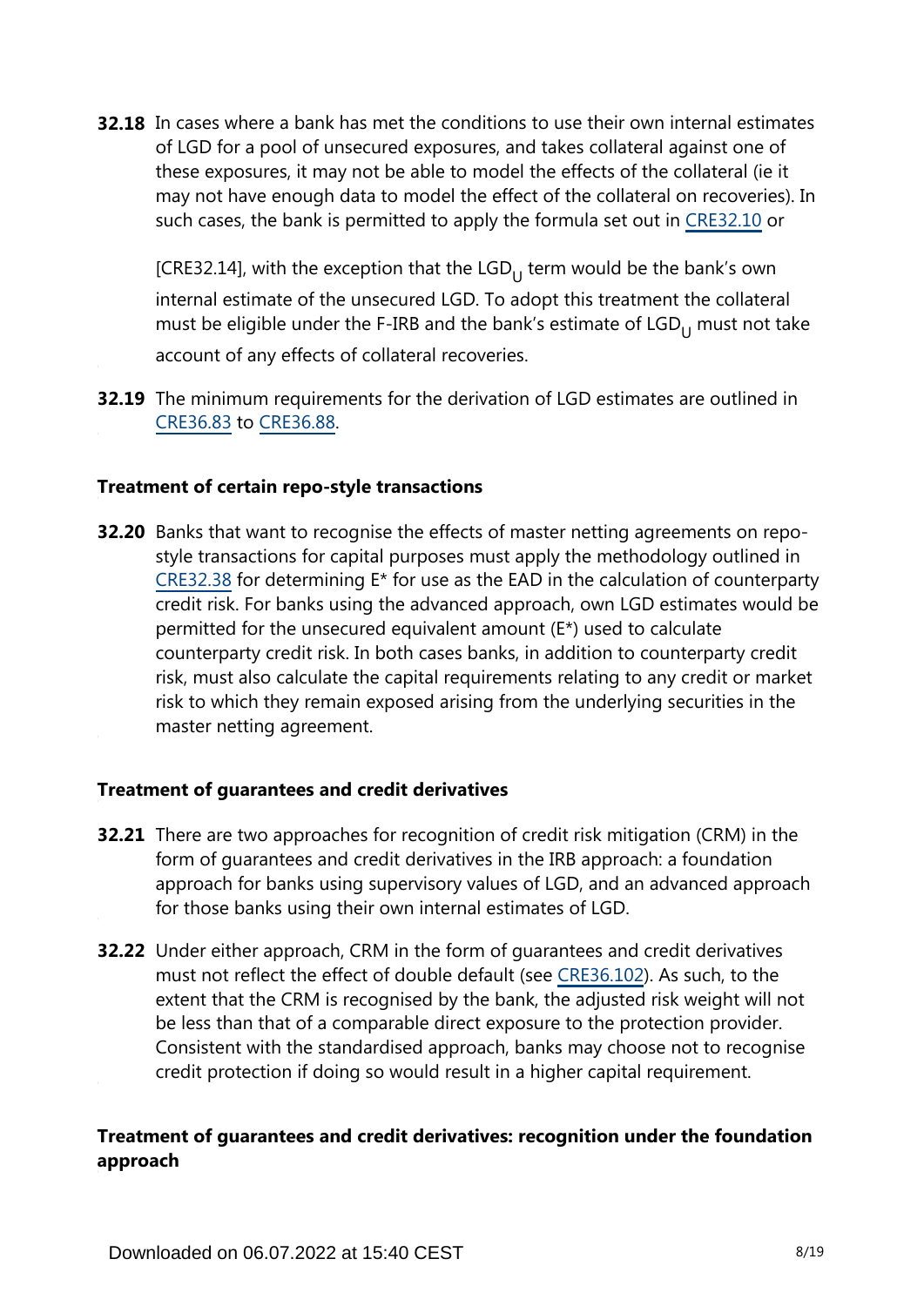**32.18** In cases where a bank has met the conditions to use their own internal estimates of LGD for a pool of unsecured exposures, and takes collateral against one of these exposures, it may not be able to model the effects of the collateral (ie it may not have enough data to model the effect of the collateral on recoveries). In such cases, the bank is permitted to apply the formula set out in CRE32.10 or [CRE32.14], with the exception that the $LGD_U$ term would be the bank's own internal estimate of the unsecured LGD. To adopt this treatment the collateral must be eligible under the F-IRB and the bank's estimate of $LGD_U$ must not take account of any effects of collateral recoveries.

**32.19** The minimum requirements for the derivation of LGD estimates are outlined in CRE36.83 to CRE36.88.

### Treatment of certain repo-style transactions

**32.20** Banks that want to recognise the effects of master netting agreements on repo-style transactions for capital purposes must apply the methodology outlined in CRE32.38 for determining E* for use as the EAD in the calculation of counterparty credit risk. For banks using the advanced approach, own LGD estimates would be permitted for the unsecured equivalent amount (E*) used to calculate counterparty credit risk. In both cases banks, in addition to counterparty credit risk, must also calculate the capital requirements relating to any credit or market risk to which they remain exposed arising from the underlying securities in the master netting agreement.

### Treatment of guarantees and credit derivatives

**32.21** There are two approaches for recognition of credit risk mitigation (CRM) in the form of guarantees and credit derivatives in the IRB approach: a foundation approach for banks using supervisory values of LGD, and an advanced approach for those banks using their own internal estimates of LGD.

**32.22** Under either approach, CRM in the form of guarantees and credit derivatives must not reflect the effect of double default (see CRE36.102). As such, to the extent that the CRM is recognised by the bank, the adjusted risk weight will not be less than that of a comparable direct exposure to the protection provider. Consistent with the standardised approach, banks may choose not to recognise credit protection if doing so would result in a higher capital requirement.

### Treatment of guarantees and credit derivatives: recognition under the foundation approach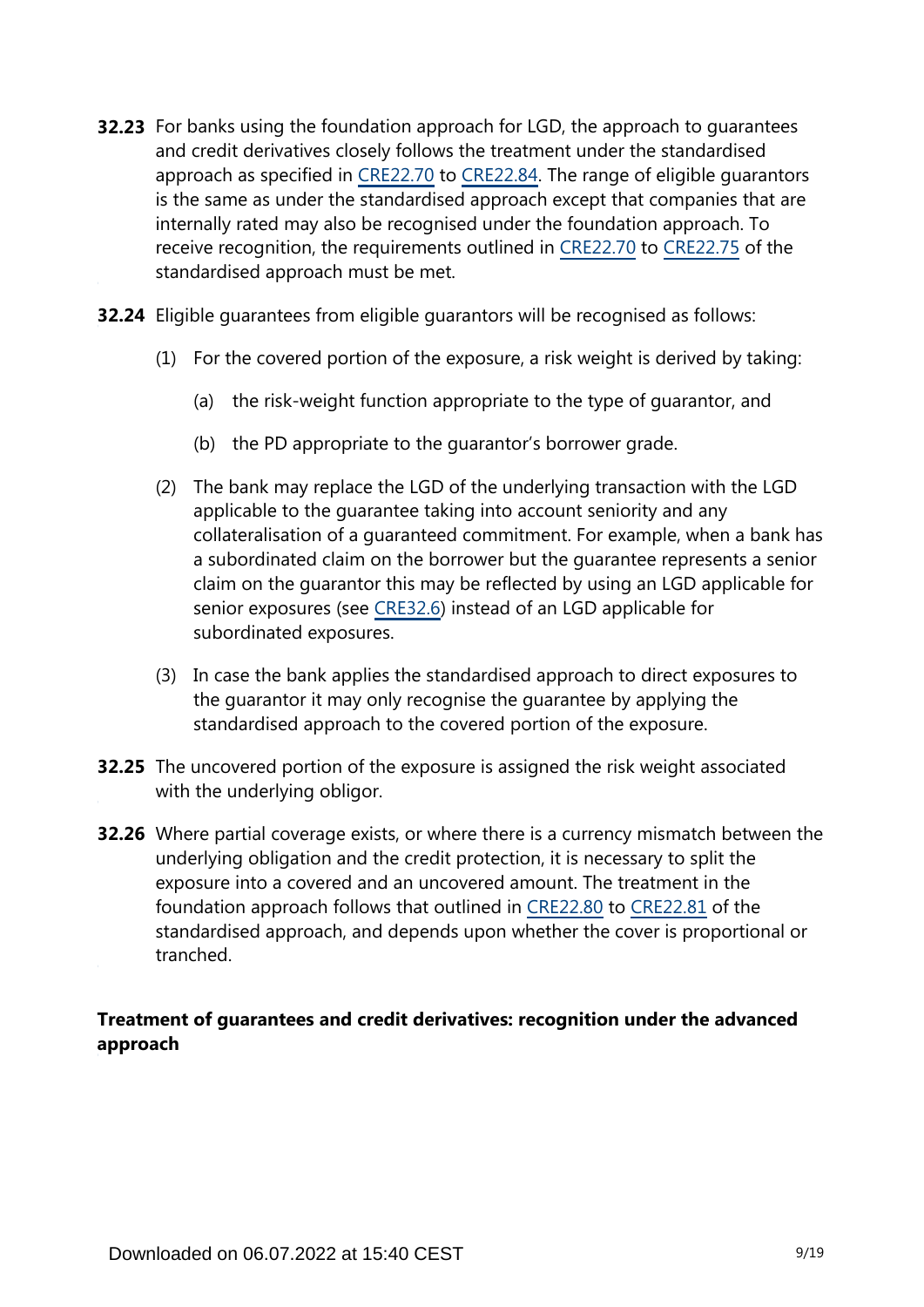**32.23** For banks using the foundation approach for LGD, the approach to guarantees and credit derivatives closely follows the treatment under the standardised approach as specified in CRE22.70 to CRE22.84. The range of eligible guarantors is the same as under the standardised approach except that companies that are internally rated may also be recognised under the foundation approach. To receive recognition, the requirements outlined in CRE22.70 to CRE22.75 of the standardised approach must be met.

**32.24** Eligible guarantees from eligible guarantors will be recognised as follows:

(1) For the covered portion of the exposure, a risk weight is derived by taking:

(a) the risk-weight function appropriate to the type of guarantor, and

(b) the PD appropriate to the guarantor's borrower grade.

(2) The bank may replace the LGD of the underlying transaction with the LGD applicable to the guarantee taking into account seniority and any collateralisation of a guaranteed commitment. For example, when a bank has a subordinated claim on the borrower but the guarantee represents a senior claim on the guarantor this may be reflected by using an LGD applicable for senior exposures (see CRE32.6) instead of an LGD applicable for subordinated exposures.

(3) In case the bank applies the standardised approach to direct exposures to the guarantor it may only recognise the guarantee by applying the standardised approach to the covered portion of the exposure.

**32.25** The uncovered portion of the exposure is assigned the risk weight associated with the underlying obligor.

**32.26** Where partial coverage exists, or where there is a currency mismatch between the underlying obligation and the credit protection, it is necessary to split the exposure into a covered and an uncovered amount. The treatment in the foundation approach follows that outlined in CRE22.80 to CRE22.81 of the standardised approach, and depends upon whether the cover is proportional or tranched.

### Treatment of guarantees and credit derivatives: recognition under the advanced approach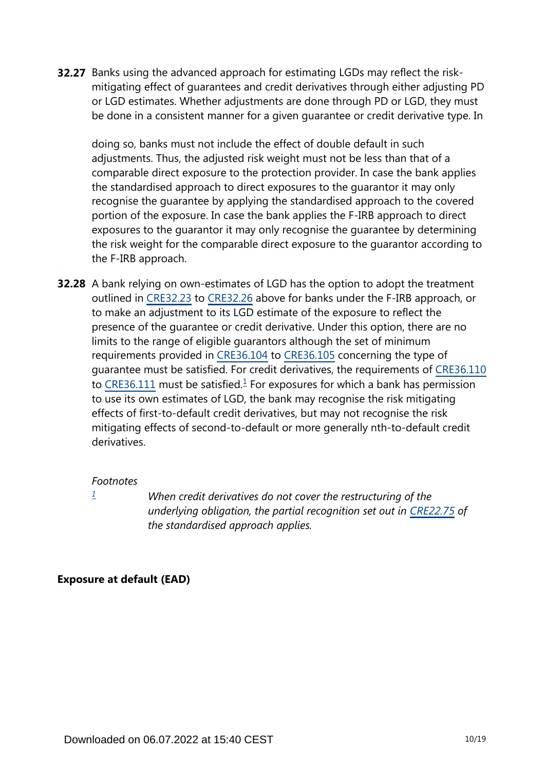**32.27** Banks using the advanced approach for estimating LGDs may reflect the risk-mitigating effect of guarantees and credit derivatives through either adjusting PD or LGD estimates. Whether adjustments are done through PD or LGD, they must be done in a consistent manner for a given guarantee or credit derivative type. In doing so, banks must not include the effect of double default in such adjustments. Thus, the adjusted risk weight must not be less than that of a comparable direct exposure to the protection provider. In case the bank applies the standardised approach to direct exposures to the guarantor it may only recognise the guarantee by applying the standardised approach to the covered portion of the exposure. In case the bank applies the F-IRB approach to direct exposures to the guarantor it may only recognise the guarantee by determining the risk weight for the comparable direct exposure to the guarantor according to the F-IRB approach.

**32.28** A bank relying on own-estimates of LGD has the option to adopt the treatment outlined in CRE32.23 to CRE32.26 above for banks under the F-IRB approach, or to make an adjustment to its LGD estimate of the exposure to reflect the presence of the guarantee or credit derivative. Under this option, there are no limits to the range of eligible guarantors although the set of minimum requirements provided in CRE36.104 to CRE36.105 concerning the type of guarantee must be satisfied. For credit derivatives, the requirements of CRE36.110 to CRE36.111 must be satisfied.[1] For exposures for which a bank has permission to use its own estimates of LGD, the bank may recognise the risk mitigating effects of first-to-default credit derivatives, but may not recognise the risk mitigating effects of second-to-default or more generally nth-to-default credit derivatives.

*Footnotes*

[1] *When credit derivatives do not cover the restructuring of the underlying obligation, the partial recognition set out in CRE22.75 of the standardised approach applies.*

**Exposure at default (EAD)**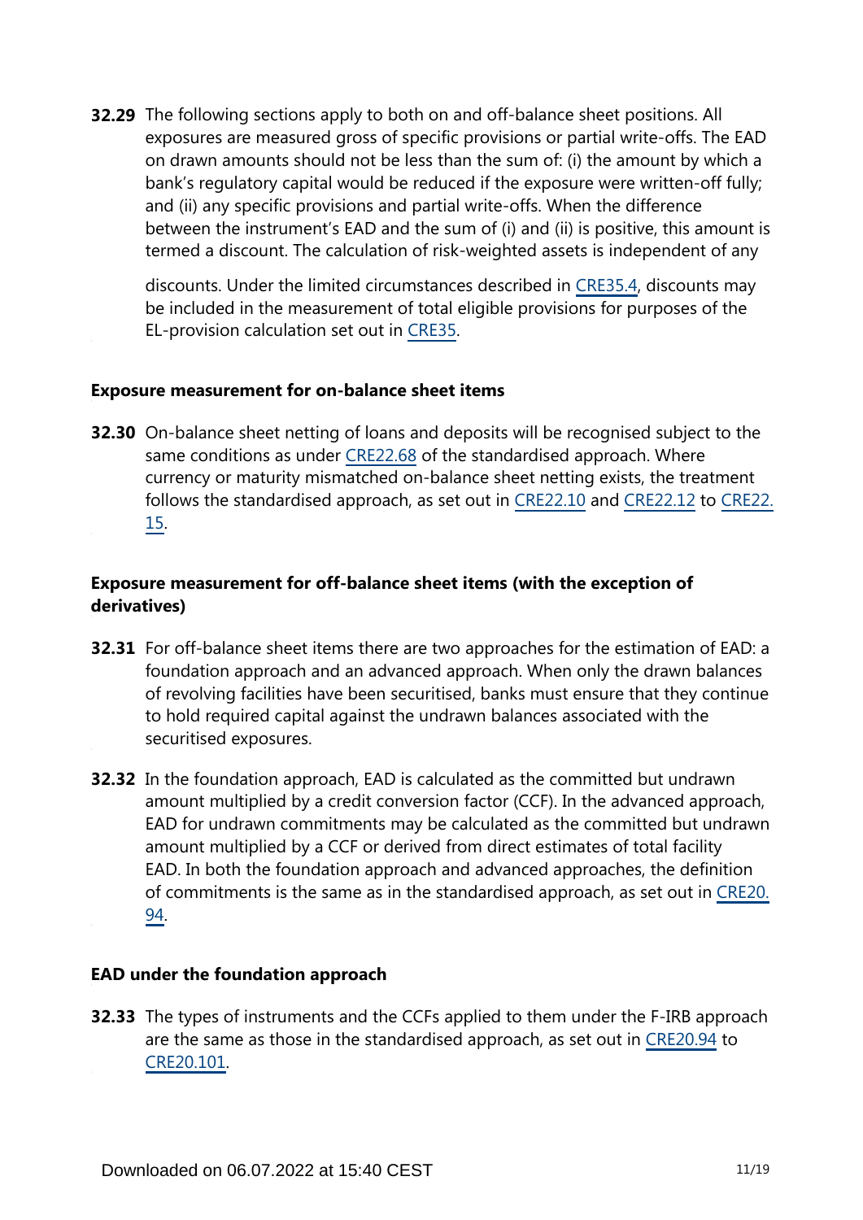**32.29** The following sections apply to both on and off-balance sheet positions. All exposures are measured gross of specific provisions or partial write-offs. The EAD on drawn amounts should not be less than the sum of: (i) the amount by which a bank's regulatory capital would be reduced if the exposure were written-off fully; and (ii) any specific provisions and partial write-offs. When the difference between the instrument's EAD and the sum of (i) and (ii) is positive, this amount is termed a discount. The calculation of risk-weighted assets is independent of any discounts. Under the limited circumstances described in CRE35.4, discounts may be included in the measurement of total eligible provisions for purposes of the EL-provision calculation set out in CRE35.

### Exposure measurement for on-balance sheet items

**32.30** On-balance sheet netting of loans and deposits will be recognised subject to the same conditions as under CRE22.68 of the standardised approach. Where currency or maturity mismatched on-balance sheet netting exists, the treatment follows the standardised approach, as set out in CRE22.10 and CRE22.12 to CRE22.15.

### Exposure measurement for off-balance sheet items (with the exception of derivatives)

**32.31** For off-balance sheet items there are two approaches for the estimation of EAD: a foundation approach and an advanced approach. When only the drawn balances of revolving facilities have been securitised, banks must ensure that they continue to hold required capital against the undrawn balances associated with the securitised exposures.

**32.32** In the foundation approach, EAD is calculated as the committed but undrawn amount multiplied by a credit conversion factor (CCF). In the advanced approach, EAD for undrawn commitments may be calculated as the committed but undrawn amount multiplied by a CCF or derived from direct estimates of total facility EAD. In both the foundation approach and advanced approaches, the definition of commitments is the same as in the standardised approach, as set out in CRE20.94.

### EAD under the foundation approach

**32.33** The types of instruments and the CCFs applied to them under the F-IRB approach are the same as those in the standardised approach, as set out in CRE20.94 to CRE20.101.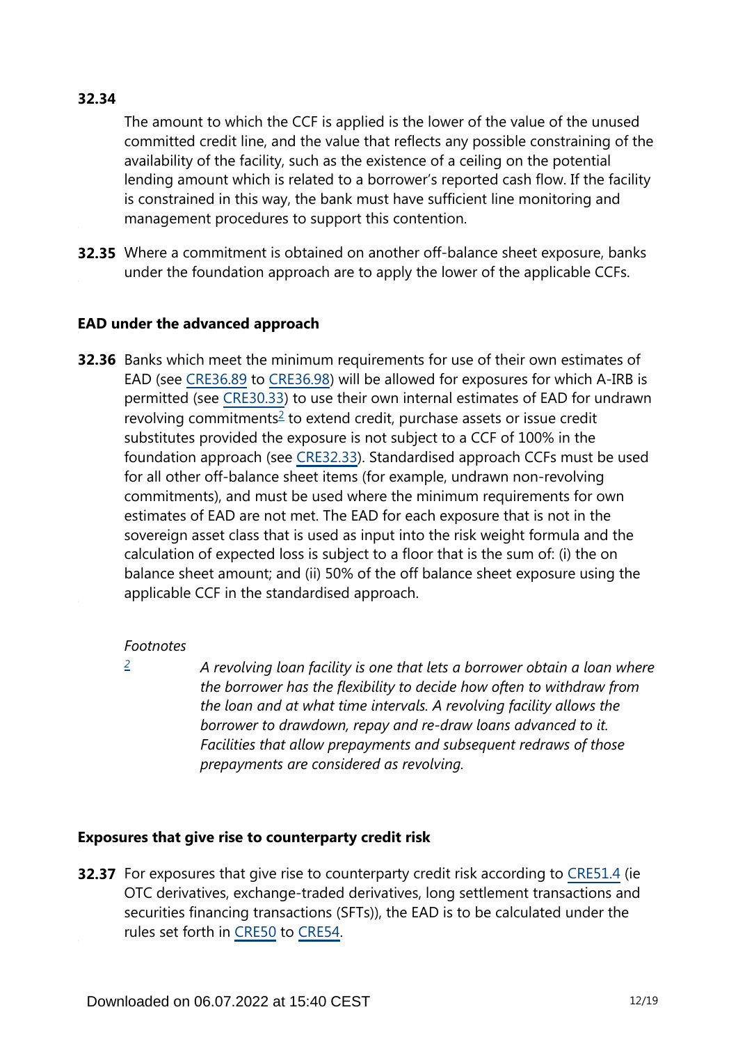**32.34** The amount to which the CCF is applied is the lower of the value of the unused committed credit line, and the value that reflects any possible constraining of the availability of the facility, such as the existence of a ceiling on the potential lending amount which is related to a borrower's reported cash flow. If the facility is constrained in this way, the bank must have sufficient line monitoring and management procedures to support this contention.

**32.35** Where a commitment is obtained on another off-balance sheet exposure, banks under the foundation approach are to apply the lower of the applicable CCFs.

### EAD under the advanced approach

**32.36** Banks which meet the minimum requirements for use of their own estimates of EAD (see CRE36.89 to CRE36.98) will be allowed for exposures for which A-IRB is permitted (see CRE30.33) to use their own internal estimates of EAD for undrawn revolving commitments[2] to extend credit, purchase assets or issue credit substitutes provided the exposure is not subject to a CCF of 100% in the foundation approach (see CRE32.33). Standardised approach CCFs must be used for all other off-balance sheet items (for example, undrawn non-revolving commitments), and must be used where the minimum requirements for own estimates of EAD are not met. The EAD for each exposure that is not in the sovereign asset class that is used as input into the risk weight formula and the calculation of expected loss is subject to a floor that is the sum of: (i) the on balance sheet amount; and (ii) 50% of the off balance sheet exposure using the applicable CCF in the standardised approach.

*Footnotes*

[2] *A revolving loan facility is one that lets a borrower obtain a loan where the borrower has the flexibility to decide how often to withdraw from the loan and at what time intervals. A revolving facility allows the borrower to drawdown, repay and re-draw loans advanced to it. Facilities that allow prepayments and subsequent redraws of those prepayments are considered as revolving.*

### Exposures that give rise to counterparty credit risk

**32.37** For exposures that give rise to counterparty credit risk according to CRE51.4 (ie OTC derivatives, exchange-traded derivatives, long settlement transactions and securities financing transactions (SFTs)), the EAD is to be calculated under the rules set forth in CRE50 to CRE54.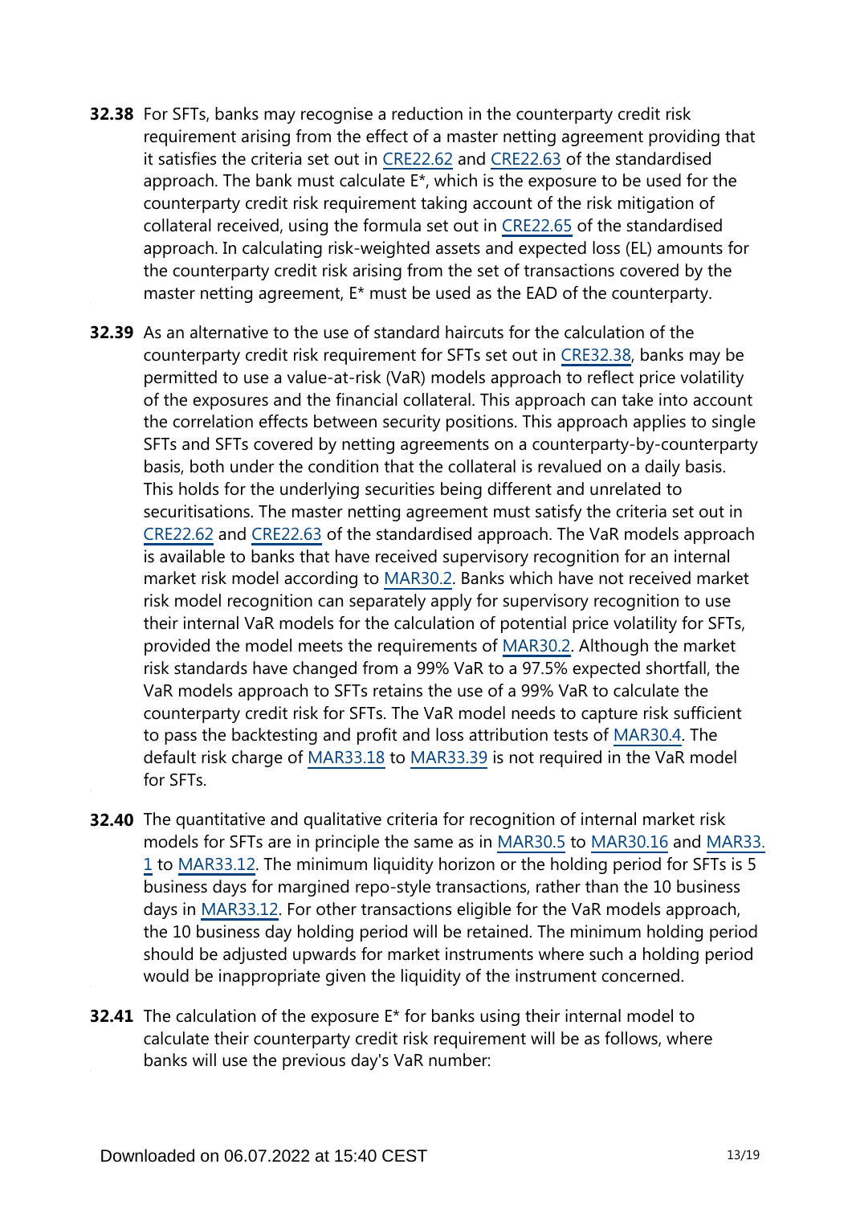**32.38** For SFTs, banks may recognise a reduction in the counterparty credit risk requirement arising from the effect of a master netting agreement providing that it satisfies the criteria set out in CRE22.62 and CRE22.63 of the standardised approach. The bank must calculate E*, which is the exposure to be used for the counterparty credit risk requirement taking account of the risk mitigation of collateral received, using the formula set out in CRE22.65 of the standardised approach. In calculating risk-weighted assets and expected loss (EL) amounts for the counterparty credit risk arising from the set of transactions covered by the master netting agreement, E* must be used as the EAD of the counterparty.

**32.39** As an alternative to the use of standard haircuts for the calculation of the counterparty credit risk requirement for SFTs set out in CRE32.38, banks may be permitted to use a value-at-risk (VaR) models approach to reflect price volatility of the exposures and the financial collateral. This approach can take into account the correlation effects between security positions. This approach applies to single SFTs and SFTs covered by netting agreements on a counterparty-by-counterparty basis, both under the condition that the collateral is revalued on a daily basis. This holds for the underlying securities being different and unrelated to securitisations. The master netting agreement must satisfy the criteria set out in CRE22.62 and CRE22.63 of the standardised approach. The VaR models approach is available to banks that have received supervisory recognition for an internal market risk model according to MAR30.2. Banks which have not received market risk model recognition can separately apply for supervisory recognition to use their internal VaR models for the calculation of potential price volatility for SFTs, provided the model meets the requirements of MAR30.2. Although the market risk standards have changed from a 99% VaR to a 97.5% expected shortfall, the VaR models approach to SFTs retains the use of a 99% VaR to calculate the counterparty credit risk for SFTs. The VaR model needs to capture risk sufficient to pass the backtesting and profit and loss attribution tests of MAR30.4. The default risk charge of MAR33.18 to MAR33.39 is not required in the VaR model for SFTs.

**32.40** The quantitative and qualitative criteria for recognition of internal market risk models for SFTs are in principle the same as in MAR30.5 to MAR30.16 and MAR33.1 to MAR33.12. The minimum liquidity horizon or the holding period for SFTs is 5 business days for margined repo-style transactions, rather than the 10 business days in MAR33.12. For other transactions eligible for the VaR models approach, the 10 business day holding period will be retained. The minimum holding period should be adjusted upwards for market instruments where such a holding period would be inappropriate given the liquidity of the instrument concerned.

**32.41** The calculation of the exposure E* for banks using their internal model to calculate their counterparty credit risk requirement will be as follows, where banks will use the previous day's VaR number: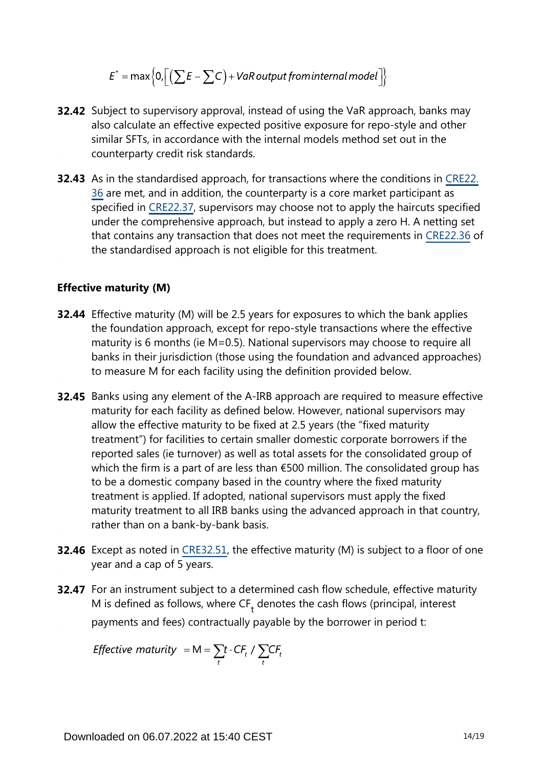$$E^* = \max\left\{0, \left[\left(\sum E - \sum C\right) + VaR\,output\,from\,internal\,model\right]\right\}$$

**32.42** Subject to supervisory approval, instead of using the VaR approach, banks may also calculate an effective expected positive exposure for repo-style and other similar SFTs, in accordance with the internal models method set out in the counterparty credit risk standards.

**32.43** As in the standardised approach, for transactions where the conditions in CRE22.36 are met, and in addition, the counterparty is a core market participant as specified in CRE22.37, supervisors may choose not to apply the haircuts specified under the comprehensive approach, but instead to apply a zero H. A netting set that contains any transaction that does not meet the requirements in CRE22.36 of the standardised approach is not eligible for this treatment.

### Effective maturity (M)

**32.44** Effective maturity (M) will be 2.5 years for exposures to which the bank applies the foundation approach, except for repo-style transactions where the effective maturity is 6 months (ie M=0.5). National supervisors may choose to require all banks in their jurisdiction (those using the foundation and advanced approaches) to measure M for each facility using the definition provided below.

**32.45** Banks using any element of the A-IRB approach are required to measure effective maturity for each facility as defined below. However, national supervisors may allow the effective maturity to be fixed at 2.5 years (the "fixed maturity treatment") for facilities to certain smaller domestic corporate borrowers if the reported sales (ie turnover) as well as total assets for the consolidated group of which the firm is a part of are less than €500 million. The consolidated group has to be a domestic company based in the country where the fixed maturity treatment is applied. If adopted, national supervisors must apply the fixed maturity treatment to all IRB banks using the advanced approach in that country, rather than on a bank-by-bank basis.

**32.46** Except as noted in CRE32.51, the effective maturity (M) is subject to a floor of one year and a cap of 5 years.

**32.47** For an instrument subject to a determined cash flow schedule, effective maturity M is defined as follows, where $CF_t$ denotes the cash flows (principal, interest payments and fees) contractually payable by the borrower in period t:

$$Effective\ maturity = M = \sum_t t \cdot CF_t \,/\, \sum_t CF_t$$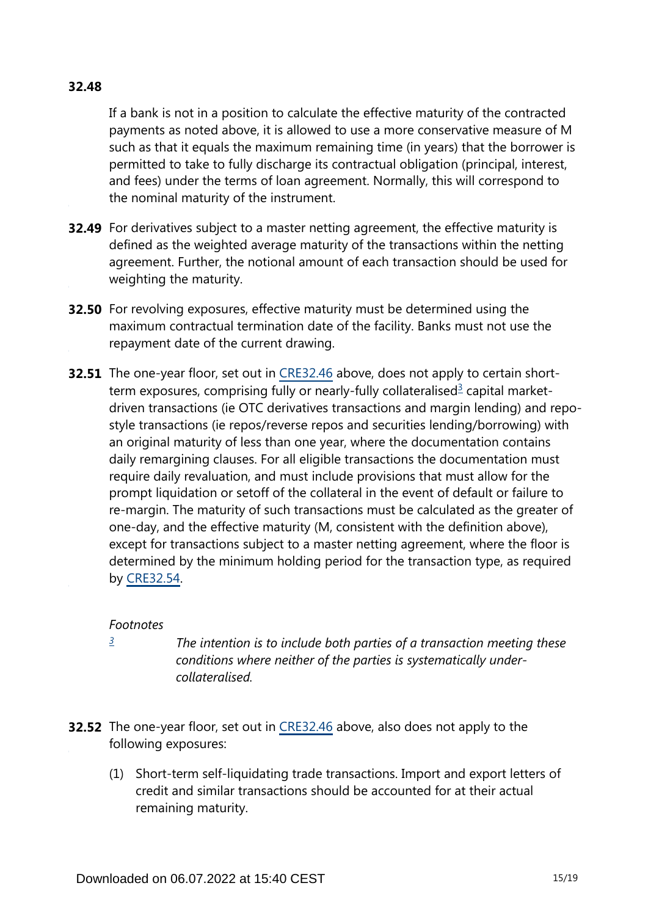**32.48**

If a bank is not in a position to calculate the effective maturity of the contracted payments as noted above, it is allowed to use a more conservative measure of M such as that it equals the maximum remaining time (in years) that the borrower is permitted to take to fully discharge its contractual obligation (principal, interest, and fees) under the terms of loan agreement. Normally, this will correspond to the nominal maturity of the instrument.

**32.49** For derivatives subject to a master netting agreement, the effective maturity is defined as the weighted average maturity of the transactions within the netting agreement. Further, the notional amount of each transaction should be used for weighting the maturity.

**32.50** For revolving exposures, effective maturity must be determined using the maximum contractual termination date of the facility. Banks must not use the repayment date of the current drawing.

**32.51** The one-year floor, set out in CRE32.46 above, does not apply to certain short-term exposures, comprising fully or nearly-fully collateralised[3] capital market-driven transactions (ie OTC derivatives transactions and margin lending) and repo-style transactions (ie repos/reverse repos and securities lending/borrowing) with an original maturity of less than one year, where the documentation contains daily remargining clauses. For all eligible transactions the documentation must require daily revaluation, and must include provisions that must allow for the prompt liquidation or setoff of the collateral in the event of default or failure to re-margin. The maturity of such transactions must be calculated as the greater of one-day, and the effective maturity (M, consistent with the definition above), except for transactions subject to a master netting agreement, where the floor is determined by the minimum holding period for the transaction type, as required by CRE32.54.

*Footnotes*

[3] *The intention is to include both parties of a transaction meeting these conditions where neither of the parties is systematically under-collateralised.*

**32.52** The one-year floor, set out in CRE32.46 above, also does not apply to the following exposures:

(1) Short-term self-liquidating trade transactions. Import and export letters of credit and similar transactions should be accounted for at their actual remaining maturity.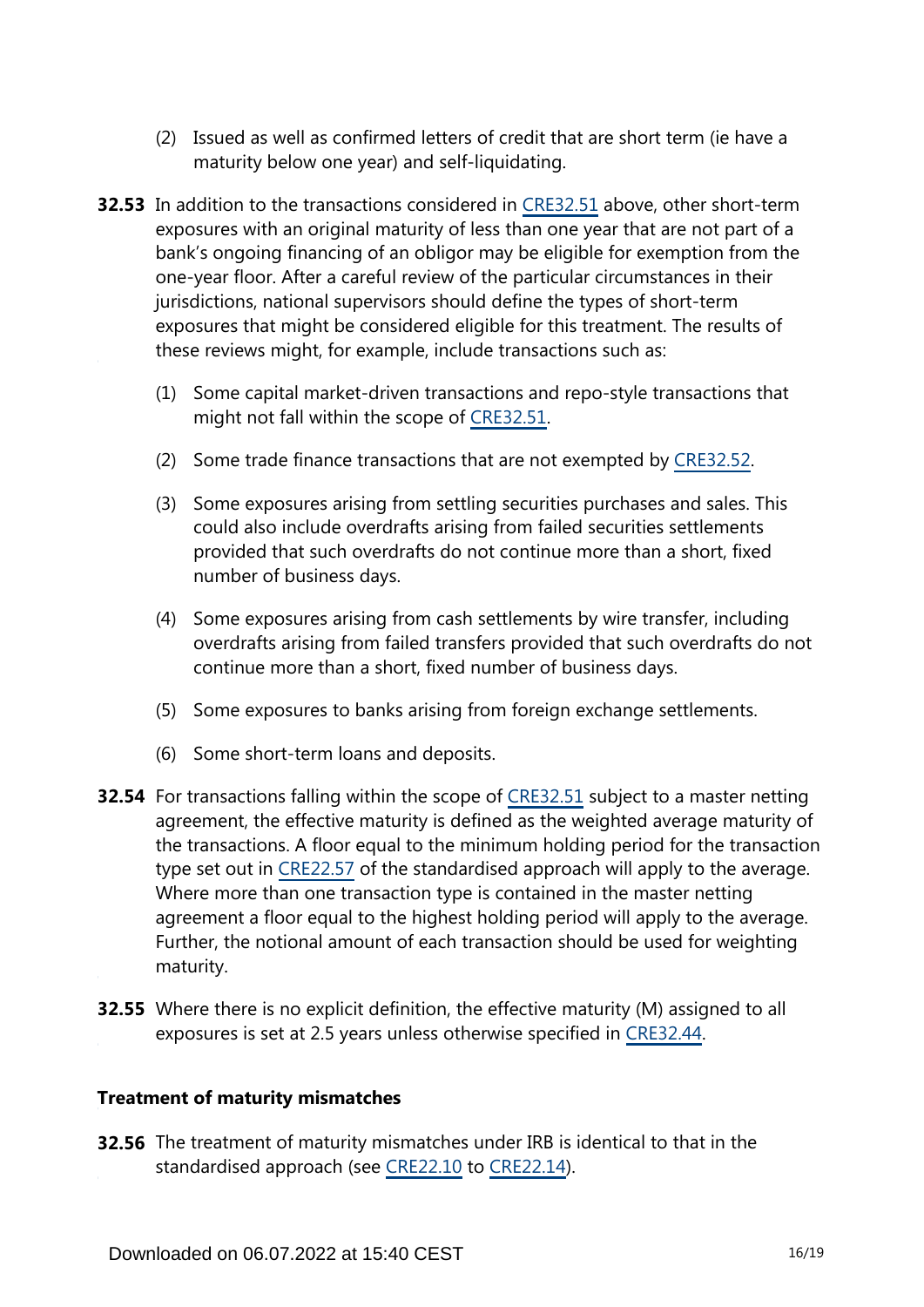(2) Issued as well as confirmed letters of credit that are short term (ie have a maturity below one year) and self-liquidating.

**32.53** In addition to the transactions considered in CRE32.51 above, other short-term exposures with an original maturity of less than one year that are not part of a bank's ongoing financing of an obligor may be eligible for exemption from the one-year floor. After a careful review of the particular circumstances in their jurisdictions, national supervisors should define the types of short-term exposures that might be considered eligible for this treatment. The results of these reviews might, for example, include transactions such as:

(1) Some capital market-driven transactions and repo-style transactions that might not fall within the scope of CRE32.51.

(2) Some trade finance transactions that are not exempted by CRE32.52.

(3) Some exposures arising from settling securities purchases and sales. This could also include overdrafts arising from failed securities settlements provided that such overdrafts do not continue more than a short, fixed number of business days.

(4) Some exposures arising from cash settlements by wire transfer, including overdrafts arising from failed transfers provided that such overdrafts do not continue more than a short, fixed number of business days.

(5) Some exposures to banks arising from foreign exchange settlements.

(6) Some short-term loans and deposits.

**32.54** For transactions falling within the scope of CRE32.51 subject to a master netting agreement, the effective maturity is defined as the weighted average maturity of the transactions. A floor equal to the minimum holding period for the transaction type set out in CRE22.57 of the standardised approach will apply to the average. Where more than one transaction type is contained in the master netting agreement a floor equal to the highest holding period will apply to the average. Further, the notional amount of each transaction should be used for weighting maturity.

**32.55** Where there is no explicit definition, the effective maturity (M) assigned to all exposures is set at 2.5 years unless otherwise specified in CRE32.44.

### Treatment of maturity mismatches

**32.56** The treatment of maturity mismatches under IRB is identical to that in the standardised approach (see CRE22.10 to CRE22.14).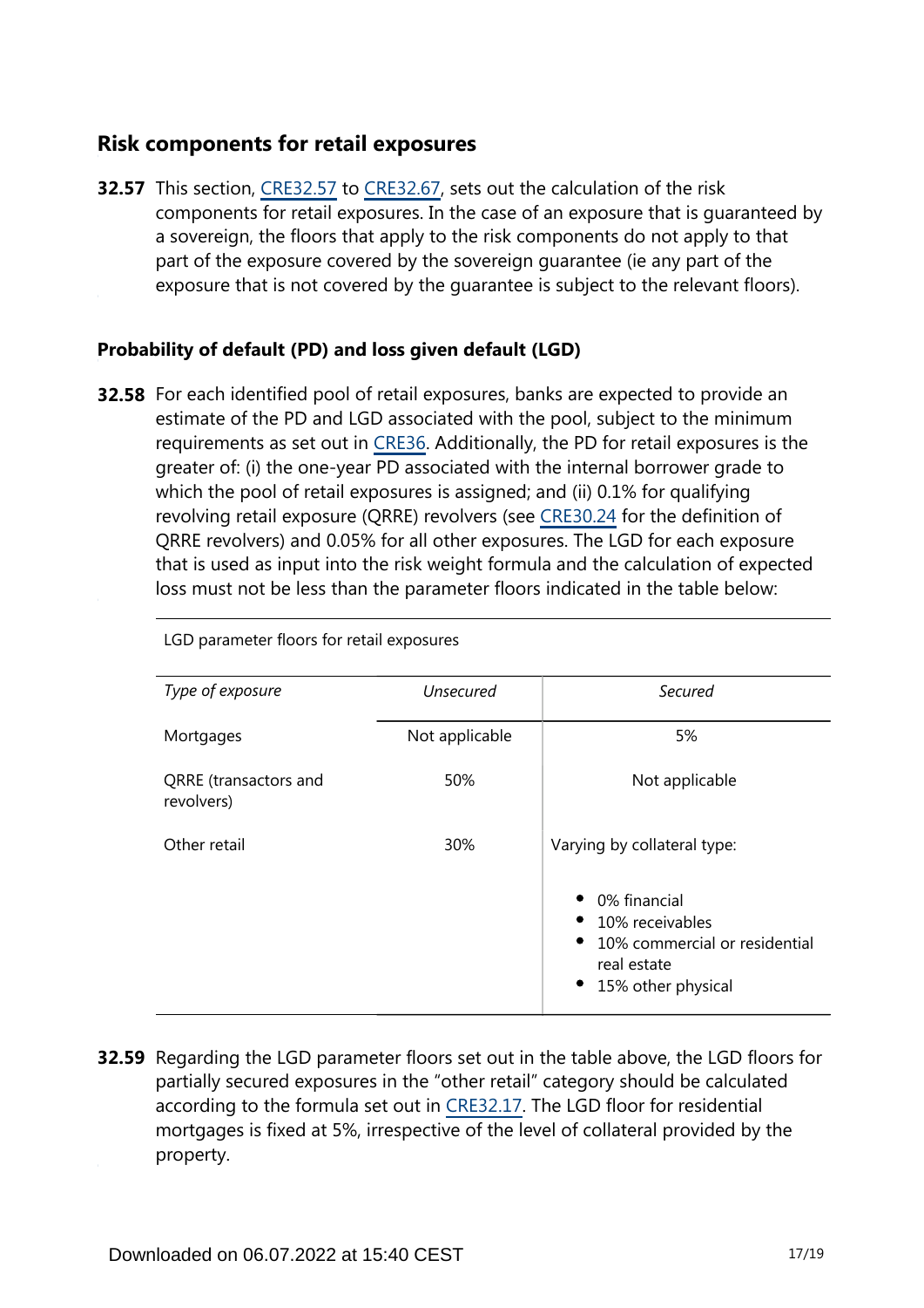## Risk components for retail exposures

**32.57** This section, CRE32.57 to CRE32.67, sets out the calculation of the risk components for retail exposures. In the case of an exposure that is guaranteed by a sovereign, the floors that apply to the risk components do not apply to that part of the exposure covered by the sovereign guarantee (ie any part of the exposure that is not covered by the guarantee is subject to the relevant floors).

### Probability of default (PD) and loss given default (LGD)

**32.58** For each identified pool of retail exposures, banks are expected to provide an estimate of the PD and LGD associated with the pool, subject to the minimum requirements as set out in CRE36. Additionally, the PD for retail exposures is the greater of: (i) the one-year PD associated with the internal borrower grade to which the pool of retail exposures is assigned; and (ii) 0.1% for qualifying revolving retail exposure (QRRE) revolvers (see CRE30.24 for the definition of QRRE revolvers) and 0.05% for all other exposures. The LGD for each exposure that is used as input into the risk weight formula and the calculation of expected loss must not be less than the parameter floors indicated in the table below:

LGD parameter floors for retail exposures

| *Type of exposure* | *Unsecured* | *Secured* |
|---|---|---|
| Mortgages | Not applicable | 5% |
| QRRE (transactors and revolvers) | 50% | Not applicable |
| Other retail | 30% | Varying by collateral type:<br>• 0% financial<br>• 10% receivables<br>• 10% commercial or residential real estate<br>• 15% other physical |

**32.59** Regarding the LGD parameter floors set out in the table above, the LGD floors for partially secured exposures in the "other retail" category should be calculated according to the formula set out in CRE32.17. The LGD floor for residential mortgages is fixed at 5%, irrespective of the level of collateral provided by the property.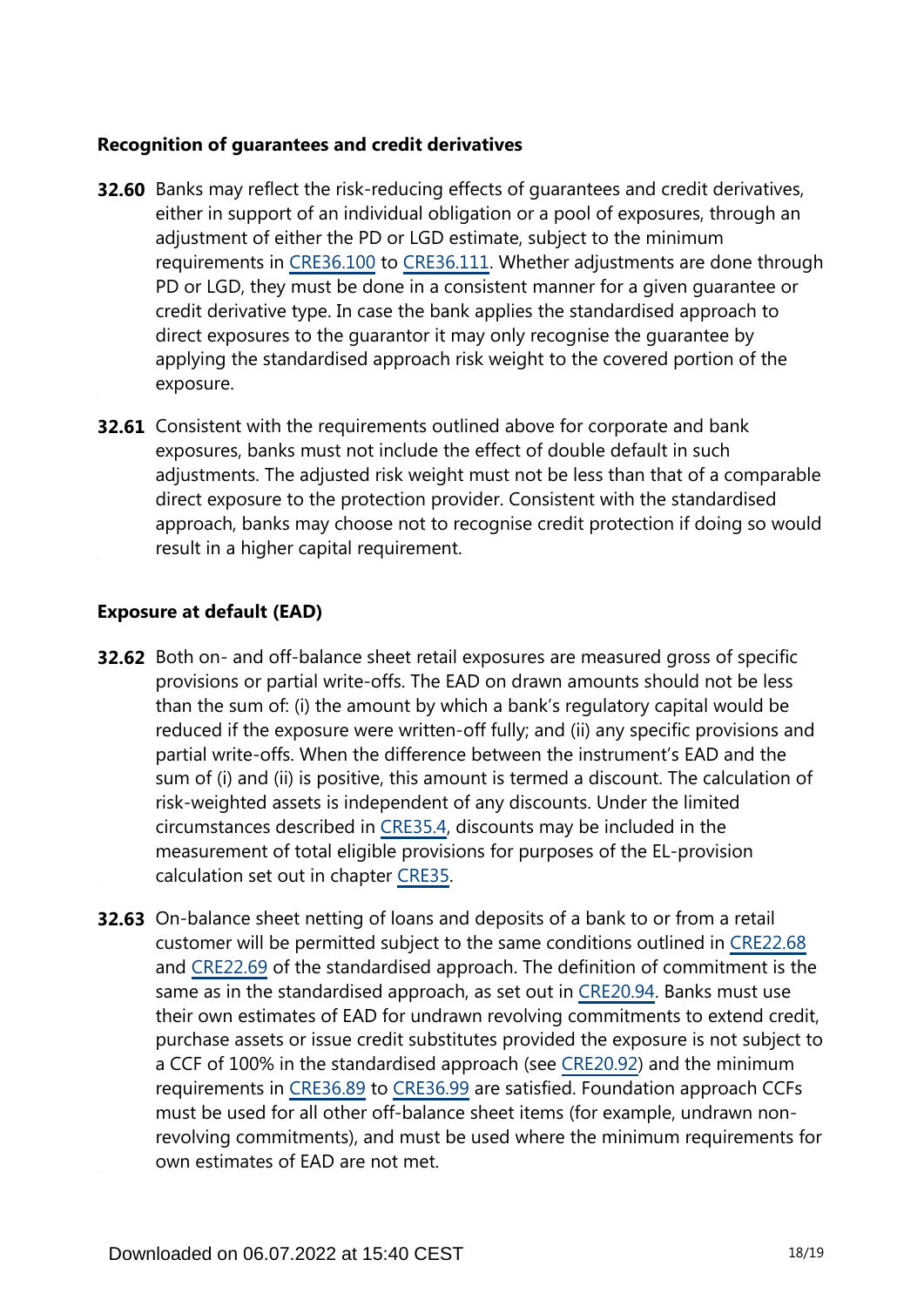### Recognition of guarantees and credit derivatives

**32.60** Banks may reflect the risk-reducing effects of guarantees and credit derivatives, either in support of an individual obligation or a pool of exposures, through an adjustment of either the PD or LGD estimate, subject to the minimum requirements in CRE36.100 to CRE36.111. Whether adjustments are done through PD or LGD, they must be done in a consistent manner for a given guarantee or credit derivative type. In case the bank applies the standardised approach to direct exposures to the guarantor it may only recognise the guarantee by applying the standardised approach risk weight to the covered portion of the exposure.

**32.61** Consistent with the requirements outlined above for corporate and bank exposures, banks must not include the effect of double default in such adjustments. The adjusted risk weight must not be less than that of a comparable direct exposure to the protection provider. Consistent with the standardised approach, banks may choose not to recognise credit protection if doing so would result in a higher capital requirement.

### Exposure at default (EAD)

**32.62** Both on- and off-balance sheet retail exposures are measured gross of specific provisions or partial write-offs. The EAD on drawn amounts should not be less than the sum of: (i) the amount by which a bank's regulatory capital would be reduced if the exposure were written-off fully; and (ii) any specific provisions and partial write-offs. When the difference between the instrument's EAD and the sum of (i) and (ii) is positive, this amount is termed a discount. The calculation of risk-weighted assets is independent of any discounts. Under the limited circumstances described in CRE35.4, discounts may be included in the measurement of total eligible provisions for purposes of the EL-provision calculation set out in chapter CRE35.

**32.63** On-balance sheet netting of loans and deposits of a bank to or from a retail customer will be permitted subject to the same conditions outlined in CRE22.68 and CRE22.69 of the standardised approach. The definition of commitment is the same as in the standardised approach, as set out in CRE20.94. Banks must use their own estimates of EAD for undrawn revolving commitments to extend credit, purchase assets or issue credit substitutes provided the exposure is not subject to a CCF of 100% in the standardised approach (see CRE20.92) and the minimum requirements in CRE36.89 to CRE36.99 are satisfied. Foundation approach CCFs must be used for all other off-balance sheet items (for example, undrawn non-revolving commitments), and must be used where the minimum requirements for own estimates of EAD are not met.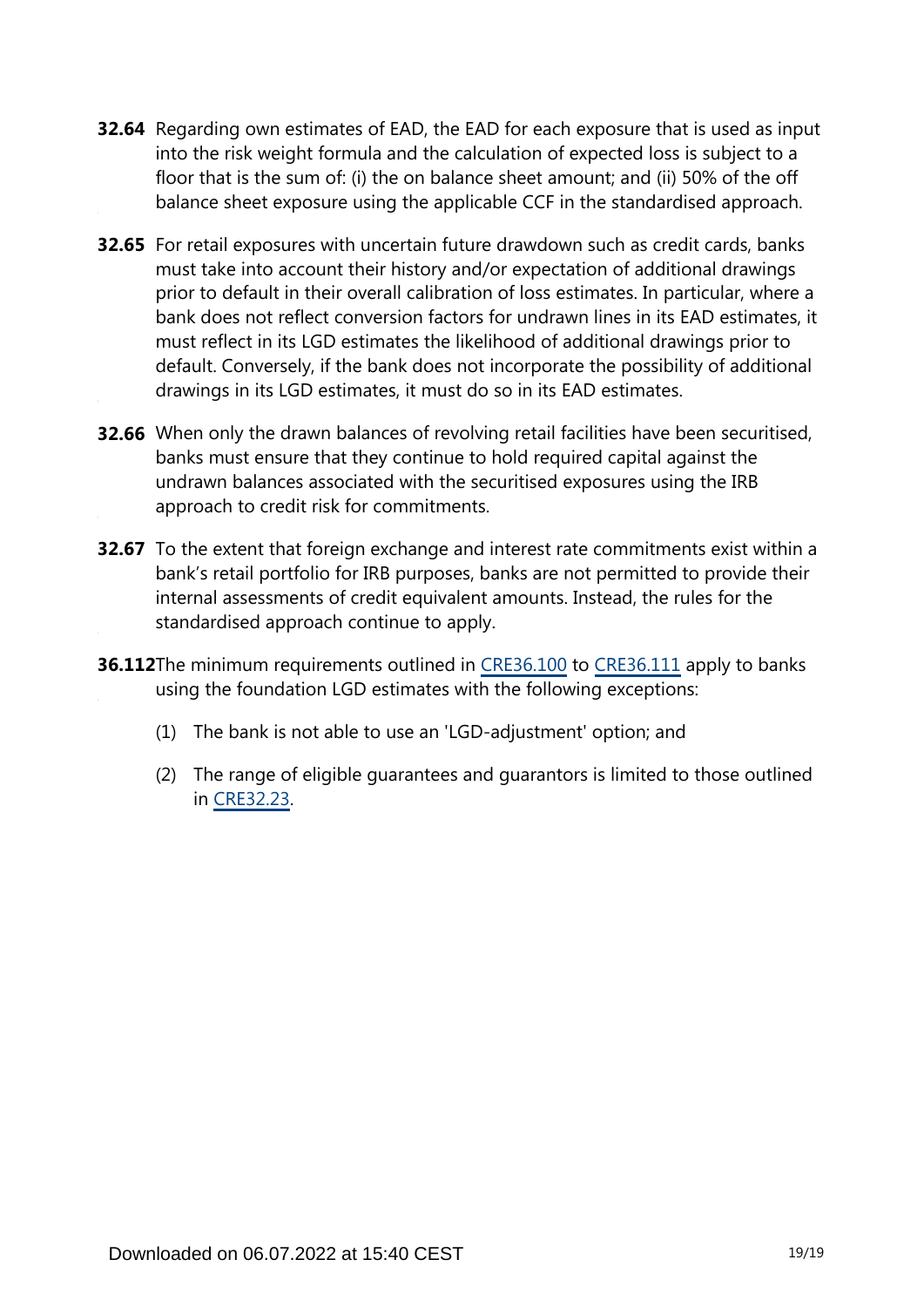**32.64** Regarding own estimates of EAD, the EAD for each exposure that is used as input into the risk weight formula and the calculation of expected loss is subject to a floor that is the sum of: (i) the on balance sheet amount; and (ii) 50% of the off balance sheet exposure using the applicable CCF in the standardised approach.

**32.65** For retail exposures with uncertain future drawdown such as credit cards, banks must take into account their history and/or expectation of additional drawings prior to default in their overall calibration of loss estimates. In particular, where a bank does not reflect conversion factors for undrawn lines in its EAD estimates, it must reflect in its LGD estimates the likelihood of additional drawings prior to default. Conversely, if the bank does not incorporate the possibility of additional drawings in its LGD estimates, it must do so in its EAD estimates.

**32.66** When only the drawn balances of revolving retail facilities have been securitised, banks must ensure that they continue to hold required capital against the undrawn balances associated with the securitised exposures using the IRB approach to credit risk for commitments.

**32.67** To the extent that foreign exchange and interest rate commitments exist within a bank's retail portfolio for IRB purposes, banks are not permitted to provide their internal assessments of credit equivalent amounts. Instead, the rules for the standardised approach continue to apply.

**36.112** The minimum requirements outlined in CRE36.100 to CRE36.111 apply to banks using the foundation LGD estimates with the following exceptions:

(1) The bank is not able to use an 'LGD-adjustment' option; and

(2) The range of eligible guarantees and guarantors is limited to those outlined in CRE32.23.